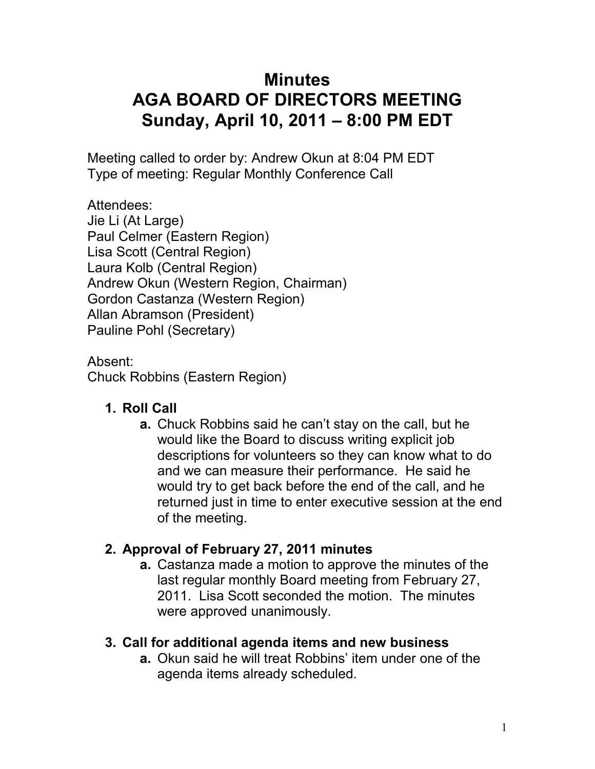# Minutes
# AGA BOARD OF DIRECTORS MEETING
# Sunday, April 10, 2011 – 8:00 PM EDT

Meeting called to order by: Andrew Okun at 8:04 PM EDT
Type of meeting: Regular Monthly Conference Call

Attendees:
Jie Li (At Large)
Paul Celmer (Eastern Region)
Lisa Scott (Central Region)
Laura Kolb (Central Region)
Andrew Okun (Western Region, Chairman)
Gordon Castanza (Western Region)
Allan Abramson (President)
Pauline Pohl (Secretary)

Absent:
Chuck Robbins (Eastern Region)

1. **Roll Call**
   a. Chuck Robbins said he can't stay on the call, but he would like the Board to discuss writing explicit job descriptions for volunteers so they can know what to do and we can measure their performance. He said he would try to get back before the end of the call, and he returned just in time to enter executive session at the end of the meeting.

2. **Approval of February 27, 2011 minutes**
   a. Castanza made a motion to approve the minutes of the last regular monthly Board meeting from February 27, 2011. Lisa Scott seconded the motion. The minutes were approved unanimously.

3. **Call for additional agenda items and new business**
   a. Okun said he will treat Robbins' item under one of the agenda items already scheduled.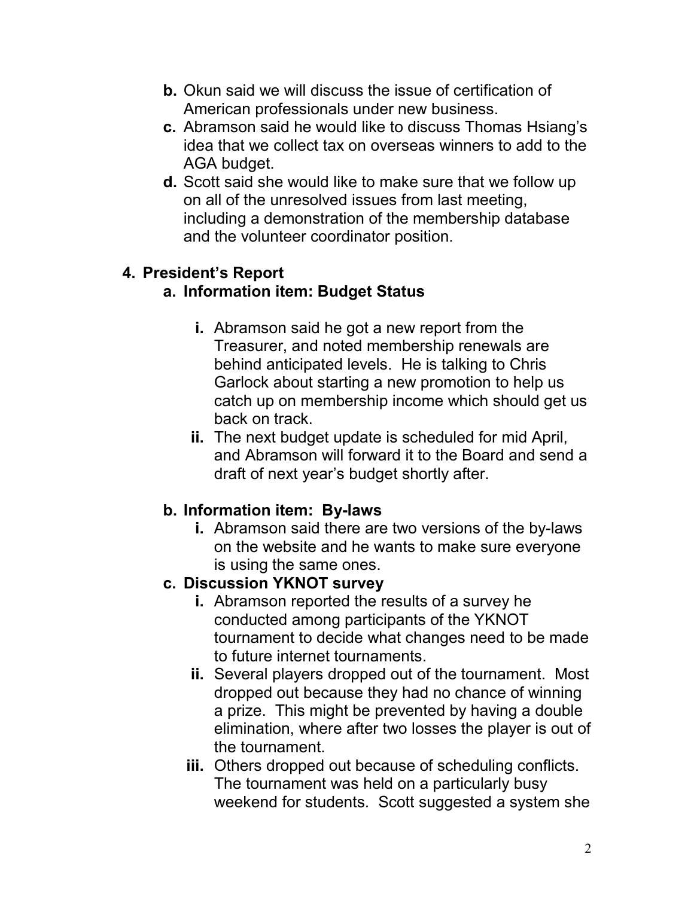**b.** Okun said we will discuss the issue of certification of American professionals under new business.

**c.** Abramson said he would like to discuss Thomas Hsiang's idea that we collect tax on overseas winners to add to the AGA budget.

**d.** Scott said she would like to make sure that we follow up on all of the unresolved issues from last meeting, including a demonstration of the membership database and the volunteer coordinator position.

**4. President's Report**

**a. Information item: Budget Status**

**i.** Abramson said he got a new report from the Treasurer, and noted membership renewals are behind anticipated levels. He is talking to Chris Garlock about starting a new promotion to help us catch up on membership income which should get us back on track.

**ii.** The next budget update is scheduled for mid April, and Abramson will forward it to the Board and send a draft of next year's budget shortly after.

**b. Information item: By-laws**

**i.** Abramson said there are two versions of the by-laws on the website and he wants to make sure everyone is using the same ones.

**c. Discussion YKNOT survey**

**i.** Abramson reported the results of a survey he conducted among participants of the YKNOT tournament to decide what changes need to be made to future internet tournaments.

**ii.** Several players dropped out of the tournament. Most dropped out because they had no chance of winning a prize. This might be prevented by having a double elimination, where after two losses the player is out of the tournament.

**iii.** Others dropped out because of scheduling conflicts. The tournament was held on a particularly busy weekend for students. Scott suggested a system she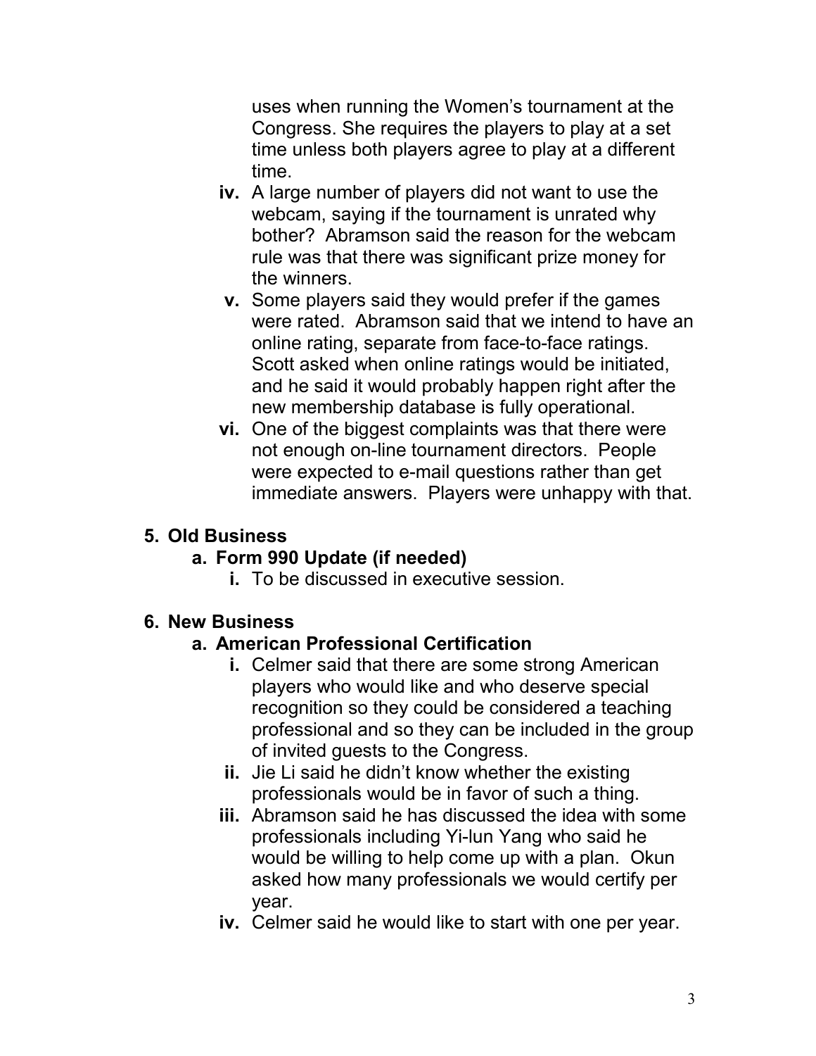uses when running the Women's tournament at the Congress. She requires the players to play at a set time unless both players agree to play at a different time.

- **iv.** A large number of players did not want to use the webcam, saying if the tournament is unrated why bother? Abramson said the reason for the webcam rule was that there was significant prize money for the winners.
- **v.** Some players said they would prefer if the games were rated. Abramson said that we intend to have an online rating, separate from face-to-face ratings. Scott asked when online ratings would be initiated, and he said it would probably happen right after the new membership database is fully operational.
- **vi.** One of the biggest complaints was that there were not enough on-line tournament directors. People were expected to e-mail questions rather than get immediate answers. Players were unhappy with that.

## 5. Old Business

### a. Form 990 Update (if needed)

- **i.** To be discussed in executive session.

## 6. New Business

### a. American Professional Certification

- **i.** Celmer said that there are some strong American players who would like and who deserve special recognition so they could be considered a teaching professional and so they can be included in the group of invited guests to the Congress.
- **ii.** Jie Li said he didn't know whether the existing professionals would be in favor of such a thing.
- **iii.** Abramson said he has discussed the idea with some professionals including Yi-lun Yang who said he would be willing to help come up with a plan. Okun asked how many professionals we would certify per year.
- **iv.** Celmer said he would like to start with one per year.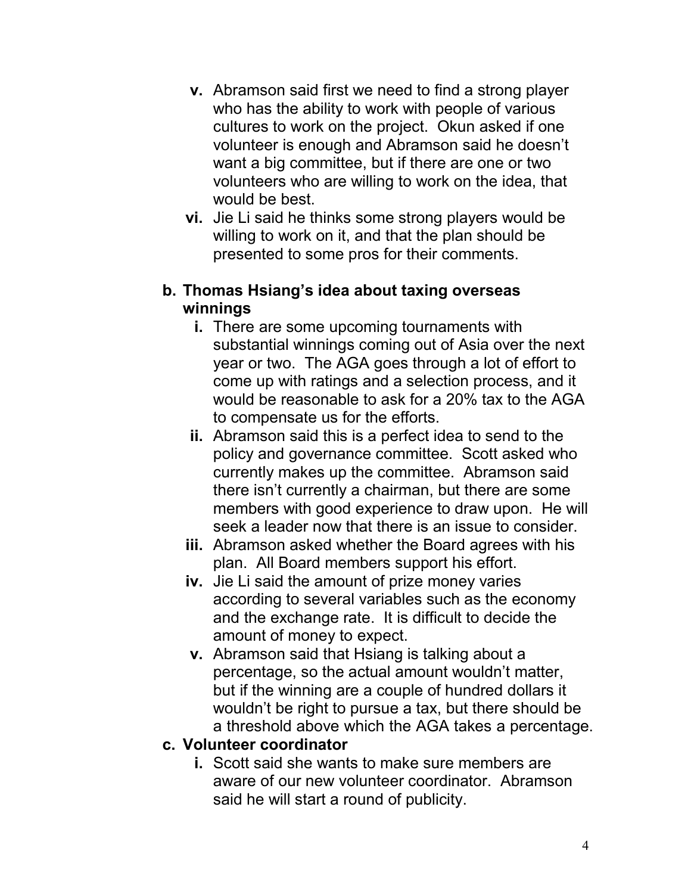- **v.** Abramson said first we need to find a strong player who has the ability to work with people of various cultures to work on the project. Okun asked if one volunteer is enough and Abramson said he doesn't want a big committee, but if there are one or two volunteers who are willing to work on the idea, that would be best.
- **vi.** Jie Li said he thinks some strong players would be willing to work on it, and that the plan should be presented to some pros for their comments.

**b. Thomas Hsiang's idea about taxing overseas winnings**

- **i.** There are some upcoming tournaments with substantial winnings coming out of Asia over the next year or two. The AGA goes through a lot of effort to come up with ratings and a selection process, and it would be reasonable to ask for a 20% tax to the AGA to compensate us for the efforts.
- **ii.** Abramson said this is a perfect idea to send to the policy and governance committee. Scott asked who currently makes up the committee. Abramson said there isn't currently a chairman, but there are some members with good experience to draw upon. He will seek a leader now that there is an issue to consider.
- **iii.** Abramson asked whether the Board agrees with his plan. All Board members support his effort.
- **iv.** Jie Li said the amount of prize money varies according to several variables such as the economy and the exchange rate. It is difficult to decide the amount of money to expect.
- **v.** Abramson said that Hsiang is talking about a percentage, so the actual amount wouldn't matter, but if the winning are a couple of hundred dollars it wouldn't be right to pursue a tax, but there should be a threshold above which the AGA takes a percentage.

**c. Volunteer coordinator**

- **i.** Scott said she wants to make sure members are aware of our new volunteer coordinator. Abramson said he will start a round of publicity.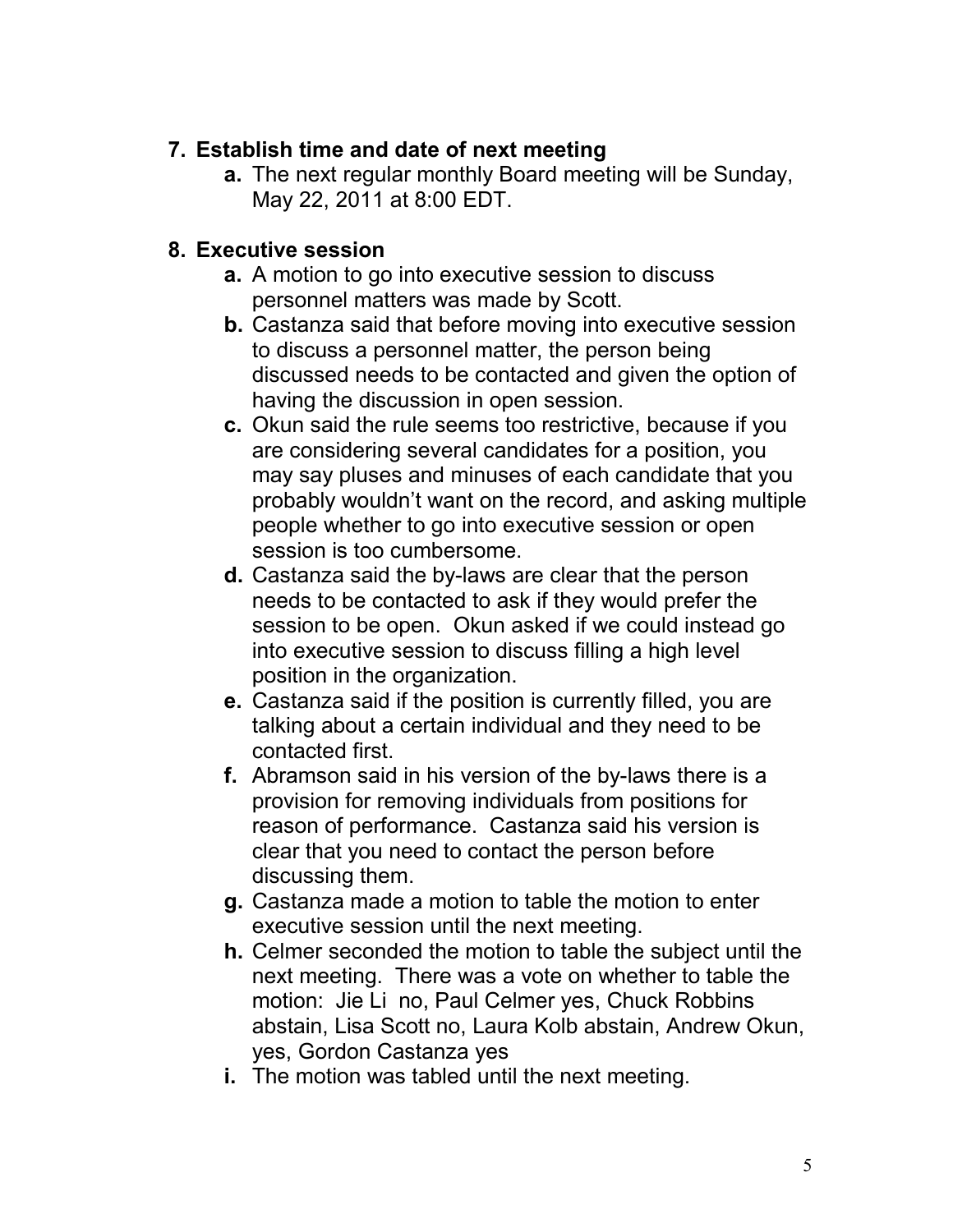7. **Establish time and date of next meeting**
    a. The next regular monthly Board meeting will be Sunday, May 22, 2011 at 8:00 EDT.

8. **Executive session**
    a. A motion to go into executive session to discuss personnel matters was made by Scott.
    b. Castanza said that before moving into executive session to discuss a personnel matter, the person being discussed needs to be contacted and given the option of having the discussion in open session.
    c. Okun said the rule seems too restrictive, because if you are considering several candidates for a position, you may say pluses and minuses of each candidate that you probably wouldn't want on the record, and asking multiple people whether to go into executive session or open session is too cumbersome.
    d. Castanza said the by-laws are clear that the person needs to be contacted to ask if they would prefer the session to be open. Okun asked if we could instead go into executive session to discuss filling a high level position in the organization.
    e. Castanza said if the position is currently filled, you are talking about a certain individual and they need to be contacted first.
    f. Abramson said in his version of the by-laws there is a provision for removing individuals from positions for reason of performance. Castanza said his version is clear that you need to contact the person before discussing them.
    g. Castanza made a motion to table the motion to enter executive session until the next meeting.
    h. Celmer seconded the motion to table the subject until the next meeting. There was a vote on whether to table the motion: Jie Li no, Paul Celmer yes, Chuck Robbins abstain, Lisa Scott no, Laura Kolb abstain, Andrew Okun, yes, Gordon Castanza yes
    i. The motion was tabled until the next meeting.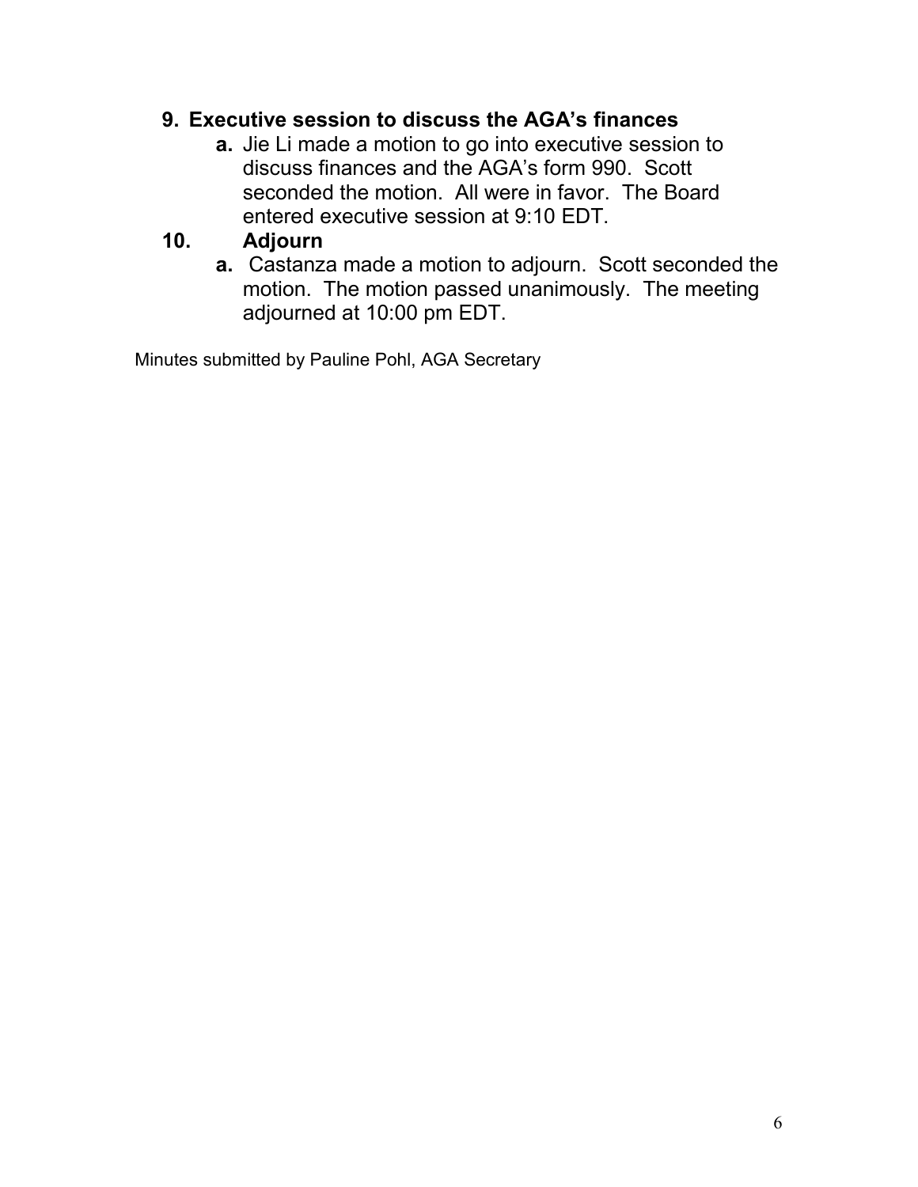9. **Executive session to discuss the AGA's finances**
   a. Jie Li made a motion to go into executive session to discuss finances and the AGA's form 990. Scott seconded the motion. All were in favor. The Board entered executive session at 9:10 EDT.
10. **Adjourn**
    a. Castanza made a motion to adjourn. Scott seconded the motion. The motion passed unanimously. The meeting adjourned at 10:00 pm EDT.

Minutes submitted by Pauline Pohl, AGA Secretary